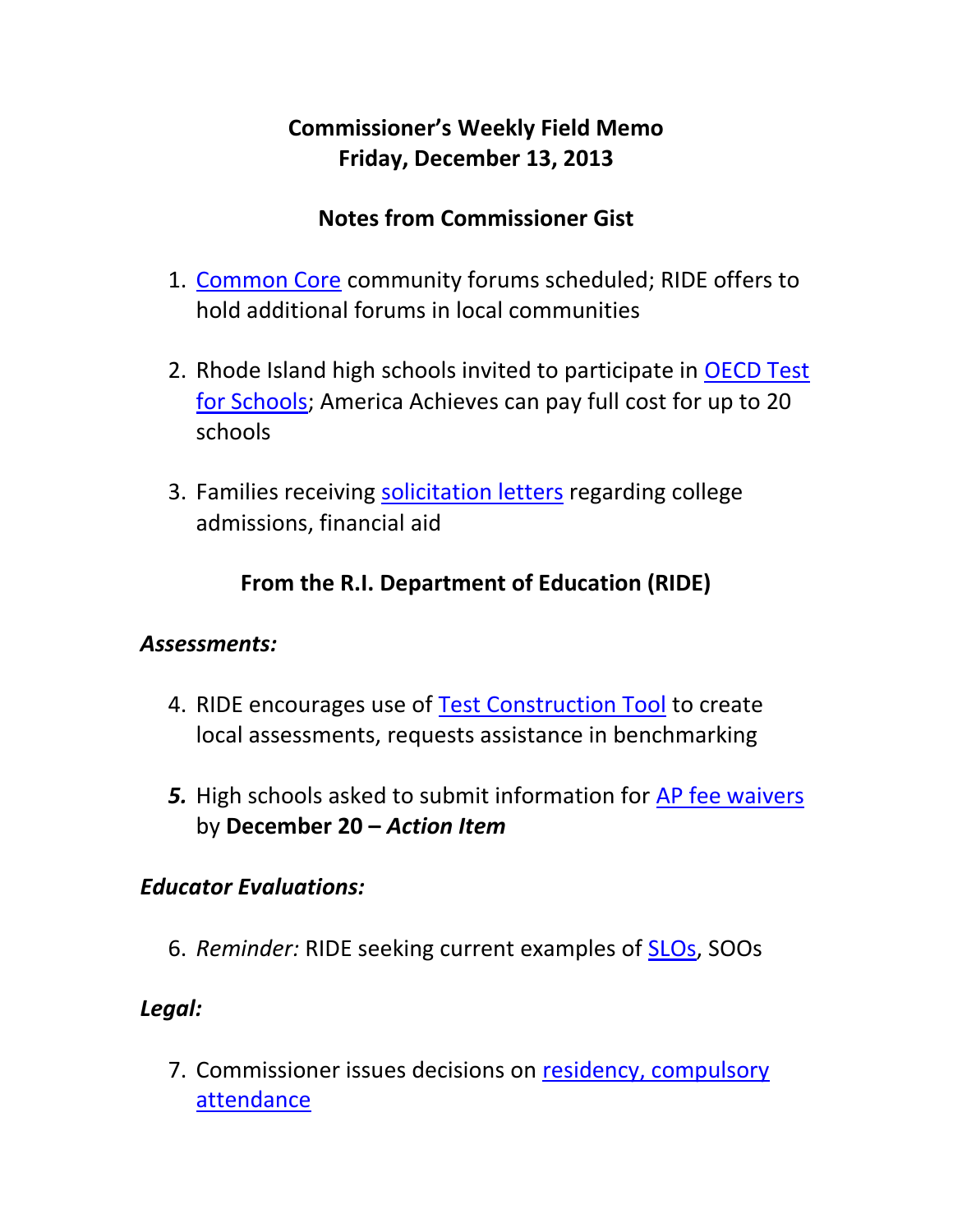# Commissioner's Weekly Field Memo
## Friday, December 13, 2013

## Notes from Commissioner Gist

1. Common Core community forums scheduled; RIDE offers to hold additional forums in local communities

2. Rhode Island high schools invited to participate in OECD Test for Schools; America Achieves can pay full cost for up to 20 schools

3. Families receiving solicitation letters regarding college admissions, financial aid

## From the R.I. Department of Education (RIDE)

### *Assessments:*

4. RIDE encourages use of Test Construction Tool to create local assessments, requests assistance in benchmarking

5. High schools asked to submit information for AP fee waivers by **December 20 – *Action Item***

### *Educator Evaluations:*

6. *Reminder:* RIDE seeking current examples of SLOs, SOOs

### *Legal:*

7. Commissioner issues decisions on residency, compulsory attendance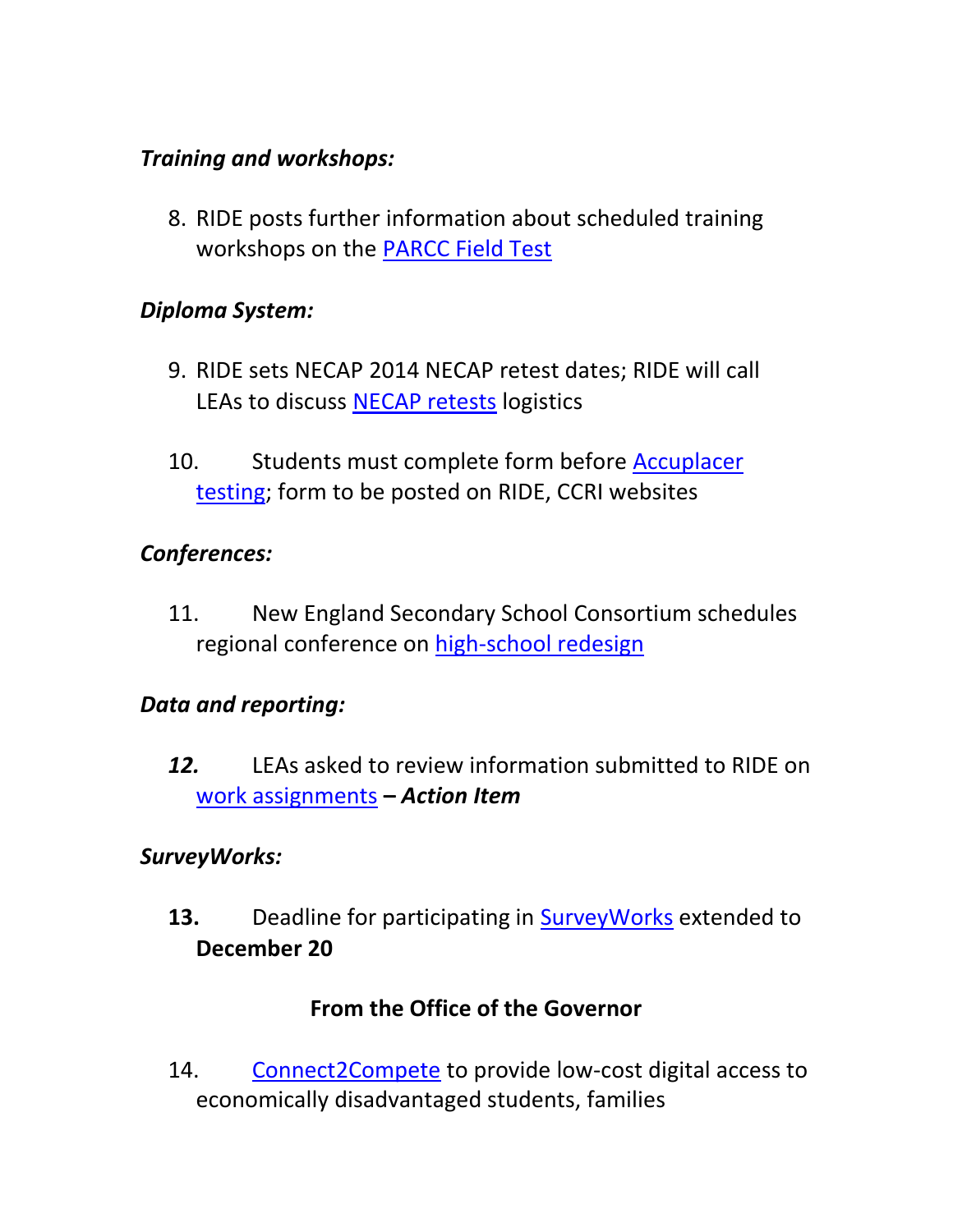***Training and workshops:***

8. RIDE posts further information about scheduled training workshops on the PARCC Field Test

***Diploma System:***

9. RIDE sets NECAP 2014 NECAP retest dates; RIDE will call LEAs to discuss NECAP retests logistics

10. Students must complete form before Accuplacer testing; form to be posted on RIDE, CCRI websites

***Conferences:***

11. New England Secondary School Consortium schedules regional conference on high-school redesign

***Data and reporting:***

***12.*** LEAs asked to review information submitted to RIDE on work assignments **– *Action Item***

***SurveyWorks:***

**13.** Deadline for participating in SurveyWorks extended to **December 20**

**From the Office of the Governor**

14. Connect2Compete to provide low-cost digital access to economically disadvantaged students, families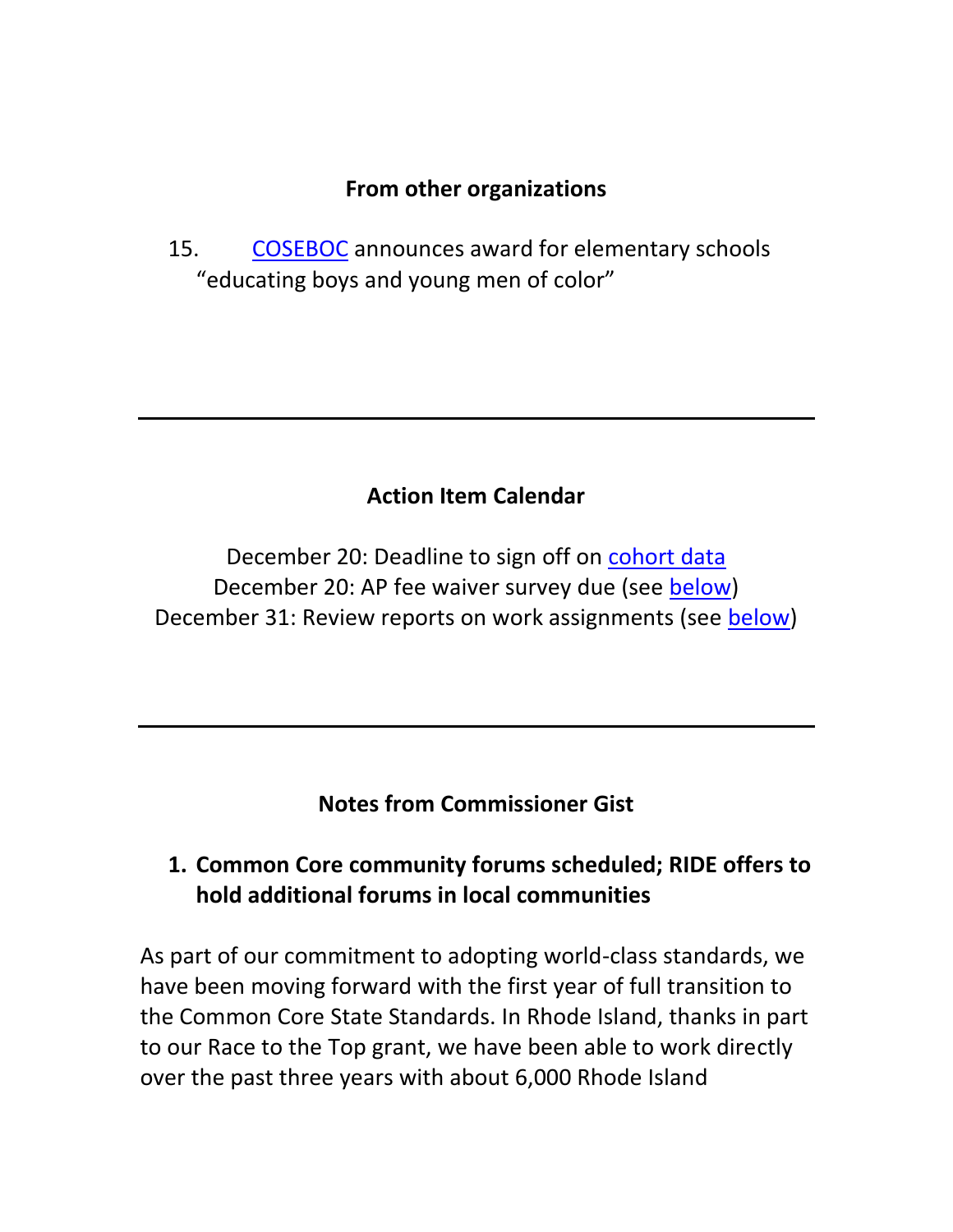### From other organizations

15. COSEBOC announces award for elementary schools "educating boys and young men of color"

---

### Action Item Calendar

December 20: Deadline to sign off on cohort data
December 20: AP fee waiver survey due (see below)
December 31: Review reports on work assignments (see below)

---

### Notes from Commissioner Gist

1. **Common Core community forums scheduled; RIDE offers to hold additional forums in local communities**

As part of our commitment to adopting world-class standards, we have been moving forward with the first year of full transition to the Common Core State Standards. In Rhode Island, thanks in part to our Race to the Top grant, we have been able to work directly over the past three years with about 6,000 Rhode Island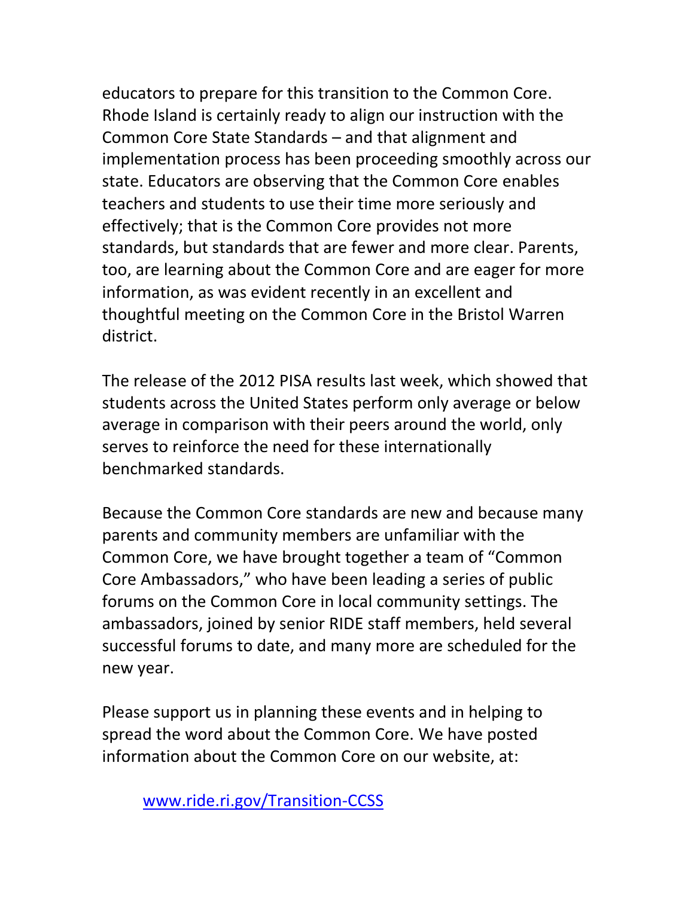educators to prepare for this transition to the Common Core. Rhode Island is certainly ready to align our instruction with the Common Core State Standards – and that alignment and implementation process has been proceeding smoothly across our state. Educators are observing that the Common Core enables teachers and students to use their time more seriously and effectively; that is the Common Core provides not more standards, but standards that are fewer and more clear. Parents, too, are learning about the Common Core and are eager for more information, as was evident recently in an excellent and thoughtful meeting on the Common Core in the Bristol Warren district.

The release of the 2012 PISA results last week, which showed that students across the United States perform only average or below average in comparison with their peers around the world, only serves to reinforce the need for these internationally benchmarked standards.

Because the Common Core standards are new and because many parents and community members are unfamiliar with the Common Core, we have brought together a team of "Common Core Ambassadors," who have been leading a series of public forums on the Common Core in local community settings. The ambassadors, joined by senior RIDE staff members, held several successful forums to date, and many more are scheduled for the new year.

Please support us in planning these events and in helping to spread the word about the Common Core. We have posted information about the Common Core on our website, at:

[www.ride.ri.gov/Transition-CCSS](http://www.ride.ri.gov/Transition-CCSS)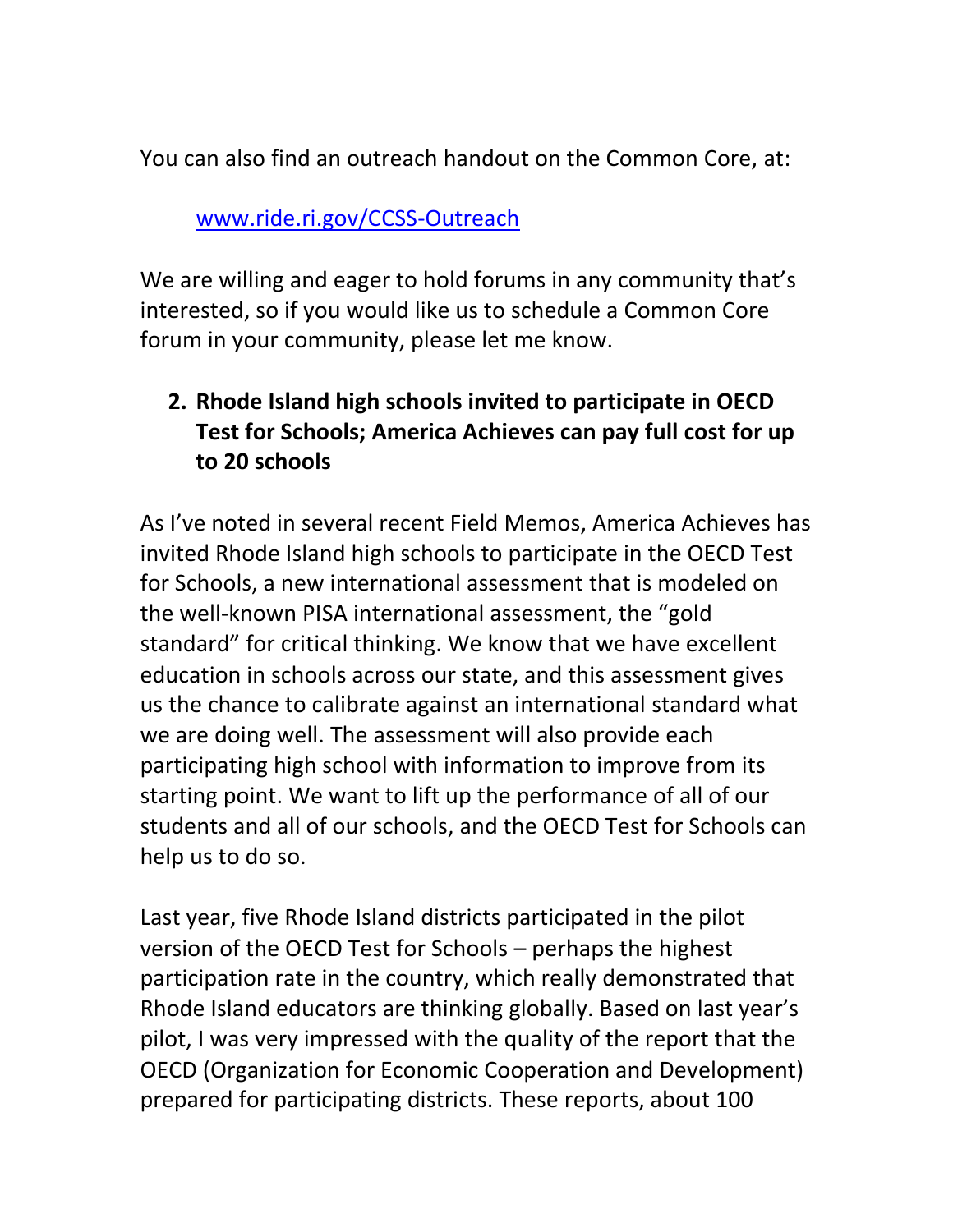You can also find an outreach handout on the Common Core, at:

[www.ride.ri.gov/CCSS-Outreach](http://www.ride.ri.gov/CCSS-Outreach)

We are willing and eager to hold forums in any community that's interested, so if you would like us to schedule a Common Core forum in your community, please let me know.

2. **Rhode Island high schools invited to participate in OECD Test for Schools; America Achieves can pay full cost for up to 20 schools**

As I've noted in several recent Field Memos, America Achieves has invited Rhode Island high schools to participate in the OECD Test for Schools, a new international assessment that is modeled on the well-known PISA international assessment, the "gold standard" for critical thinking. We know that we have excellent education in schools across our state, and this assessment gives us the chance to calibrate against an international standard what we are doing well. The assessment will also provide each participating high school with information to improve from its starting point. We want to lift up the performance of all of our students and all of our schools, and the OECD Test for Schools can help us to do so.

Last year, five Rhode Island districts participated in the pilot version of the OECD Test for Schools – perhaps the highest participation rate in the country, which really demonstrated that Rhode Island educators are thinking globally. Based on last year's pilot, I was very impressed with the quality of the report that the OECD (Organization for Economic Cooperation and Development) prepared for participating districts. These reports, about 100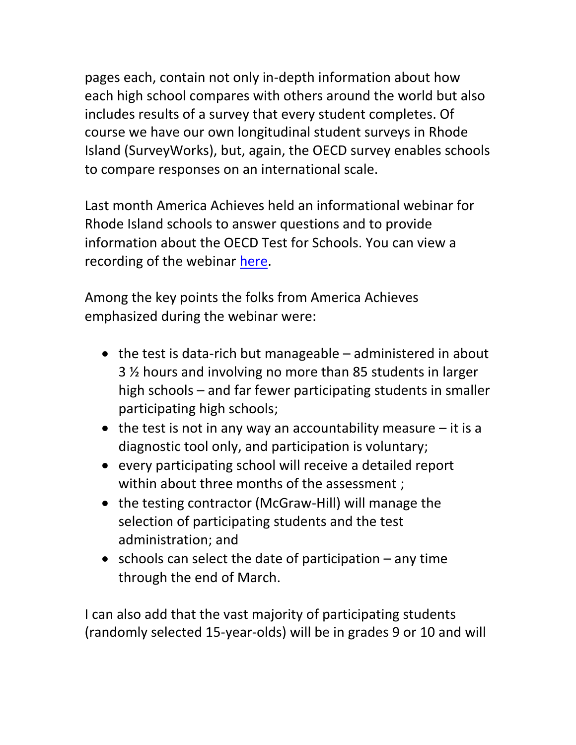pages each, contain not only in-depth information about how each high school compares with others around the world but also includes results of a survey that every student completes. Of course we have our own longitudinal student surveys in Rhode Island (SurveyWorks), but, again, the OECD survey enables schools to compare responses on an international scale.

Last month America Achieves held an informational webinar for Rhode Island schools to answer questions and to provide information about the OECD Test for Schools. You can view a recording of the webinar here.

Among the key points the folks from America Achieves emphasized during the webinar were:

- the test is data-rich but manageable – administered in about 3 ½ hours and involving no more than 85 students in larger high schools – and far fewer participating students in smaller participating high schools;
- the test is not in any way an accountability measure – it is a diagnostic tool only, and participation is voluntary;
- every participating school will receive a detailed report within about three months of the assessment ;
- the testing contractor (McGraw-Hill) will manage the selection of participating students and the test administration; and
- schools can select the date of participation – any time through the end of March.

I can also add that the vast majority of participating students (randomly selected 15-year-olds) will be in grades 9 or 10 and will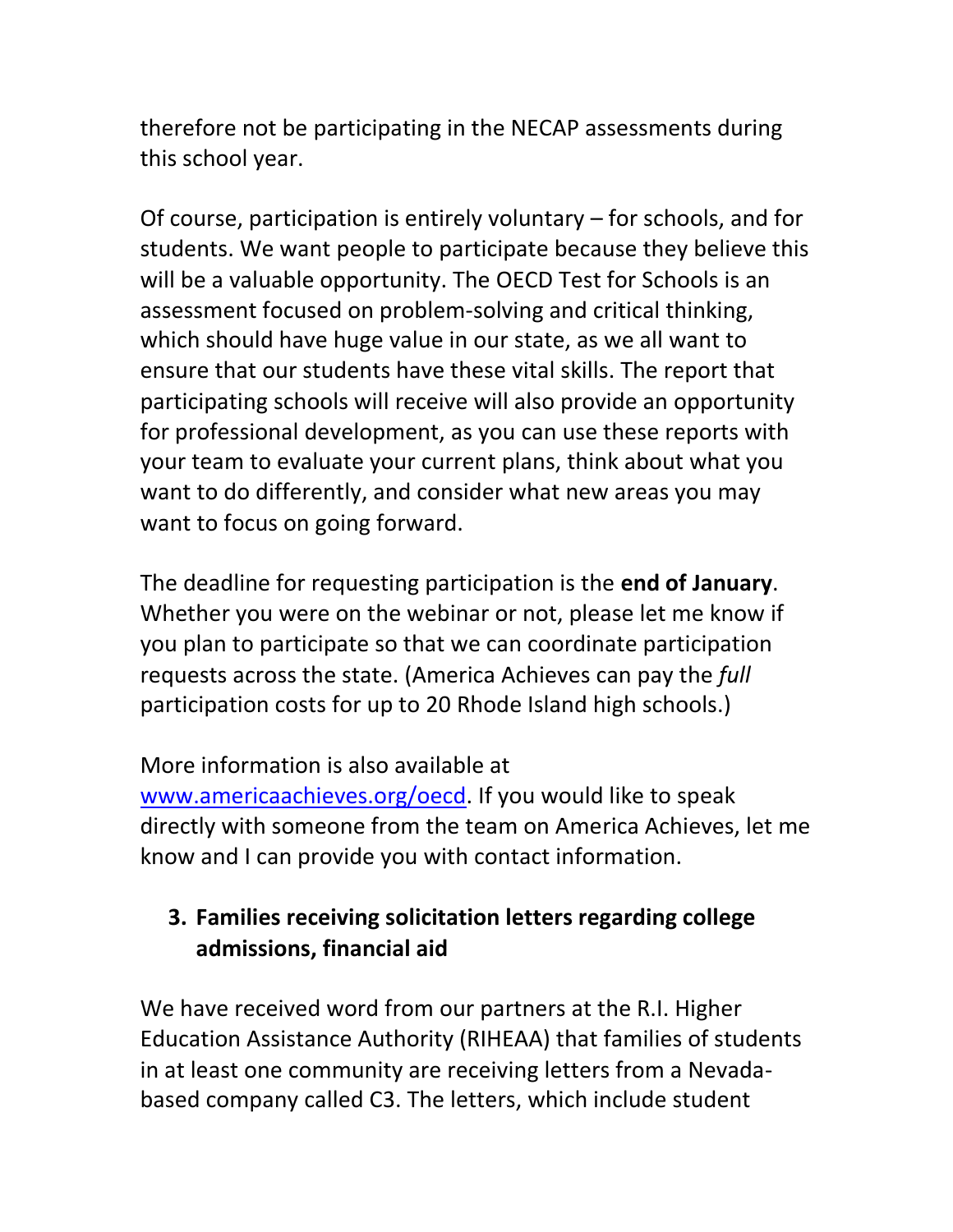therefore not be participating in the NECAP assessments during this school year.

Of course, participation is entirely voluntary – for schools, and for students. We want people to participate because they believe this will be a valuable opportunity. The OECD Test for Schools is an assessment focused on problem-solving and critical thinking, which should have huge value in our state, as we all want to ensure that our students have these vital skills. The report that participating schools will receive will also provide an opportunity for professional development, as you can use these reports with your team to evaluate your current plans, think about what you want to do differently, and consider what new areas you may want to focus on going forward.

The deadline for requesting participation is the **end of January**. Whether you were on the webinar or not, please let me know if you plan to participate so that we can coordinate participation requests across the state. (America Achieves can pay the *full* participation costs for up to 20 Rhode Island high schools.)

More information is also available at [www.americaachieves.org/oecd](www.americaachieves.org/oecd). If you would like to speak directly with someone from the team on America Achieves, let me know and I can provide you with contact information.

## 3. Families receiving solicitation letters regarding college admissions, financial aid

We have received word from our partners at the R.I. Higher Education Assistance Authority (RIHEAA) that families of students in at least one community are receiving letters from a Nevada-based company called C3. The letters, which include student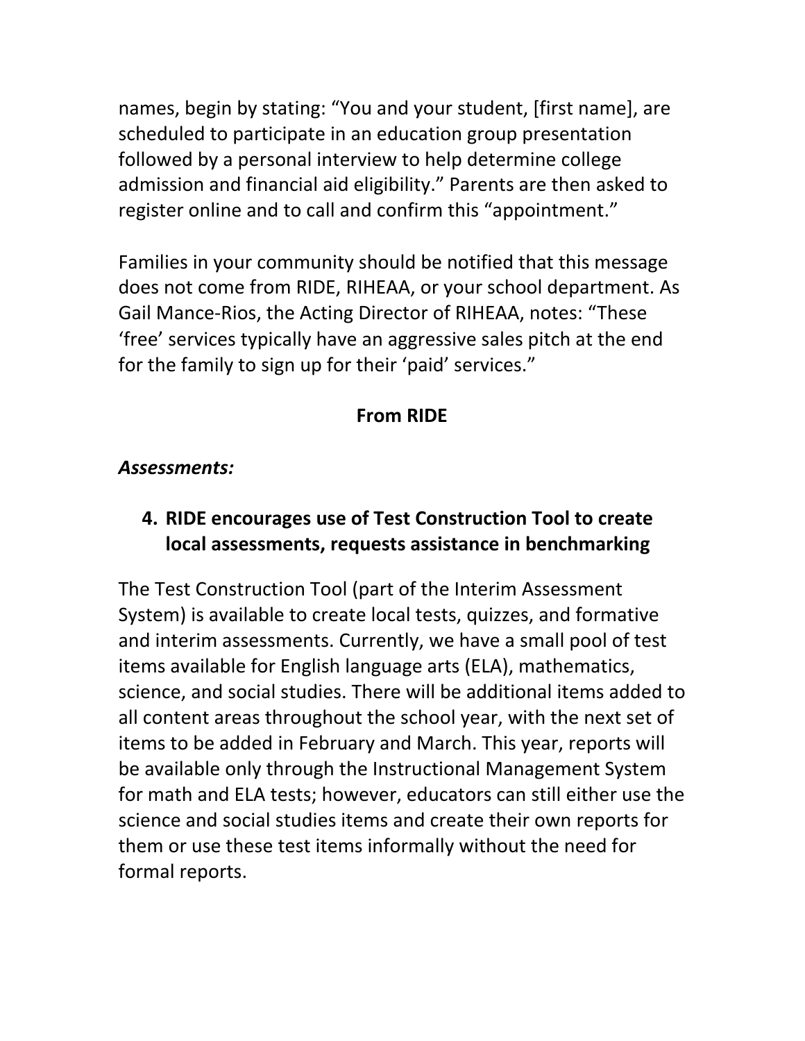names, begin by stating: "You and your student, [first name], are scheduled to participate in an education group presentation followed by a personal interview to help determine college admission and financial aid eligibility." Parents are then asked to register online and to call and confirm this "appointment."

Families in your community should be notified that this message does not come from RIDE, RIHEAA, or your school department. As Gail Mance-Rios, the Acting Director of RIHEAA, notes: "These 'free' services typically have an aggressive sales pitch at the end for the family to sign up for their 'paid' services."

**From RIDE**

***Assessments:***

### 4. RIDE encourages use of Test Construction Tool to create local assessments, requests assistance in benchmarking

The Test Construction Tool (part of the Interim Assessment System) is available to create local tests, quizzes, and formative and interim assessments. Currently, we have a small pool of test items available for English language arts (ELA), mathematics, science, and social studies. There will be additional items added to all content areas throughout the school year, with the next set of items to be added in February and March. This year, reports will be available only through the Instructional Management System for math and ELA tests; however, educators can still either use the science and social studies items and create their own reports for them or use these test items informally without the need for formal reports.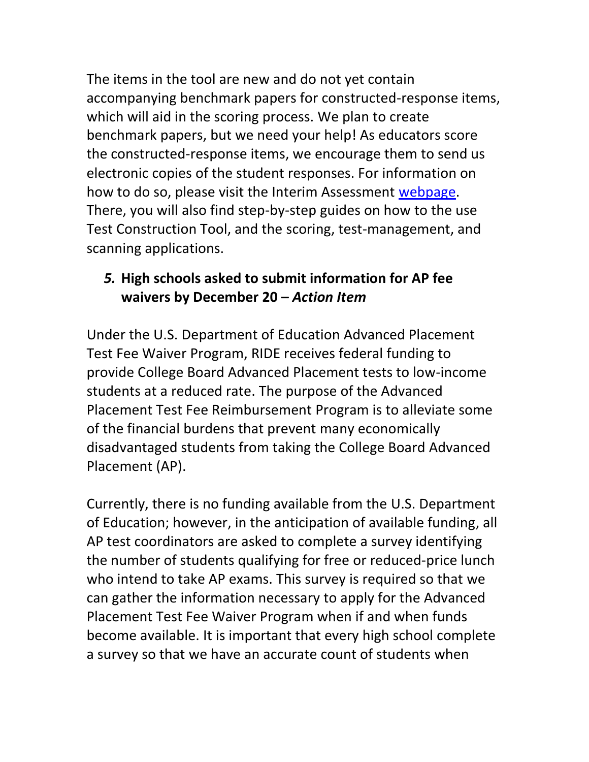The items in the tool are new and do not yet contain accompanying benchmark papers for constructed-response items, which will aid in the scoring process. We plan to create benchmark papers, but we need your help! As educators score the constructed-response items, we encourage them to send us electronic copies of the student responses. For information on how to do so, please visit the Interim Assessment webpage. There, you will also find step-by-step guides on how to the use Test Construction Tool, and the scoring, test-management, and scanning applications.

### *5.* High schools asked to submit information for AP fee waivers by December 20 – *Action Item*

Under the U.S. Department of Education Advanced Placement Test Fee Waiver Program, RIDE receives federal funding to provide College Board Advanced Placement tests to low-income students at a reduced rate. The purpose of the Advanced Placement Test Fee Reimbursement Program is to alleviate some of the financial burdens that prevent many economically disadvantaged students from taking the College Board Advanced Placement (AP).

Currently, there is no funding available from the U.S. Department of Education; however, in the anticipation of available funding, all AP test coordinators are asked to complete a survey identifying the number of students qualifying for free or reduced-price lunch who intend to take AP exams. This survey is required so that we can gather the information necessary to apply for the Advanced Placement Test Fee Waiver Program when if and when funds become available. It is important that every high school complete a survey so that we have an accurate count of students when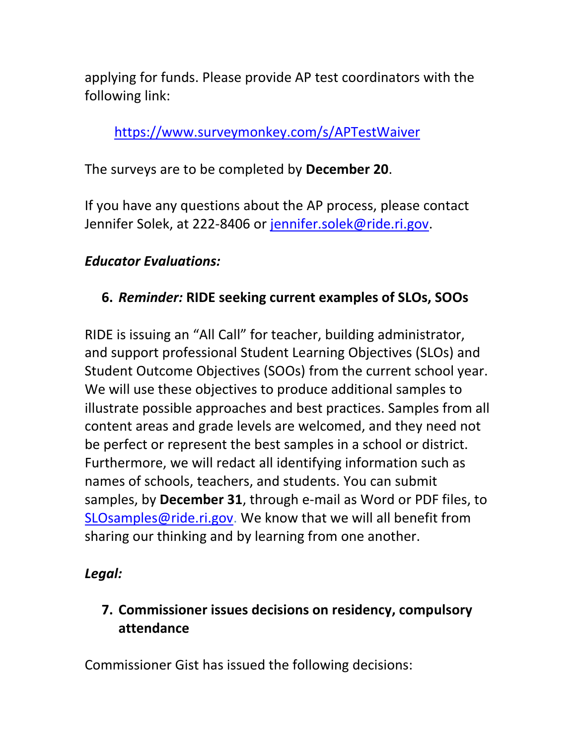applying for funds. Please provide AP test coordinators with the following link:

https://www.surveymonkey.com/s/APTestWaiver

The surveys are to be completed by **December 20**.

If you have any questions about the AP process, please contact Jennifer Solek, at 222-8406 or jennifer.solek@ride.ri.gov.

***Educator Evaluations:***

6. ***Reminder:*** **RIDE seeking current examples of SLOs, SOOs**

RIDE is issuing an "All Call" for teacher, building administrator, and support professional Student Learning Objectives (SLOs) and Student Outcome Objectives (SOOs) from the current school year. We will use these objectives to produce additional samples to illustrate possible approaches and best practices. Samples from all content areas and grade levels are welcomed, and they need not be perfect or represent the best samples in a school or district. Furthermore, we will redact all identifying information such as names of schools, teachers, and students. You can submit samples, by **December 31**, through e-mail as Word or PDF files, to SLOsamples@ride.ri.gov. We know that we will all benefit from sharing our thinking and by learning from one another.

***Legal:***

7. **Commissioner issues decisions on residency, compulsory attendance**

Commissioner Gist has issued the following decisions: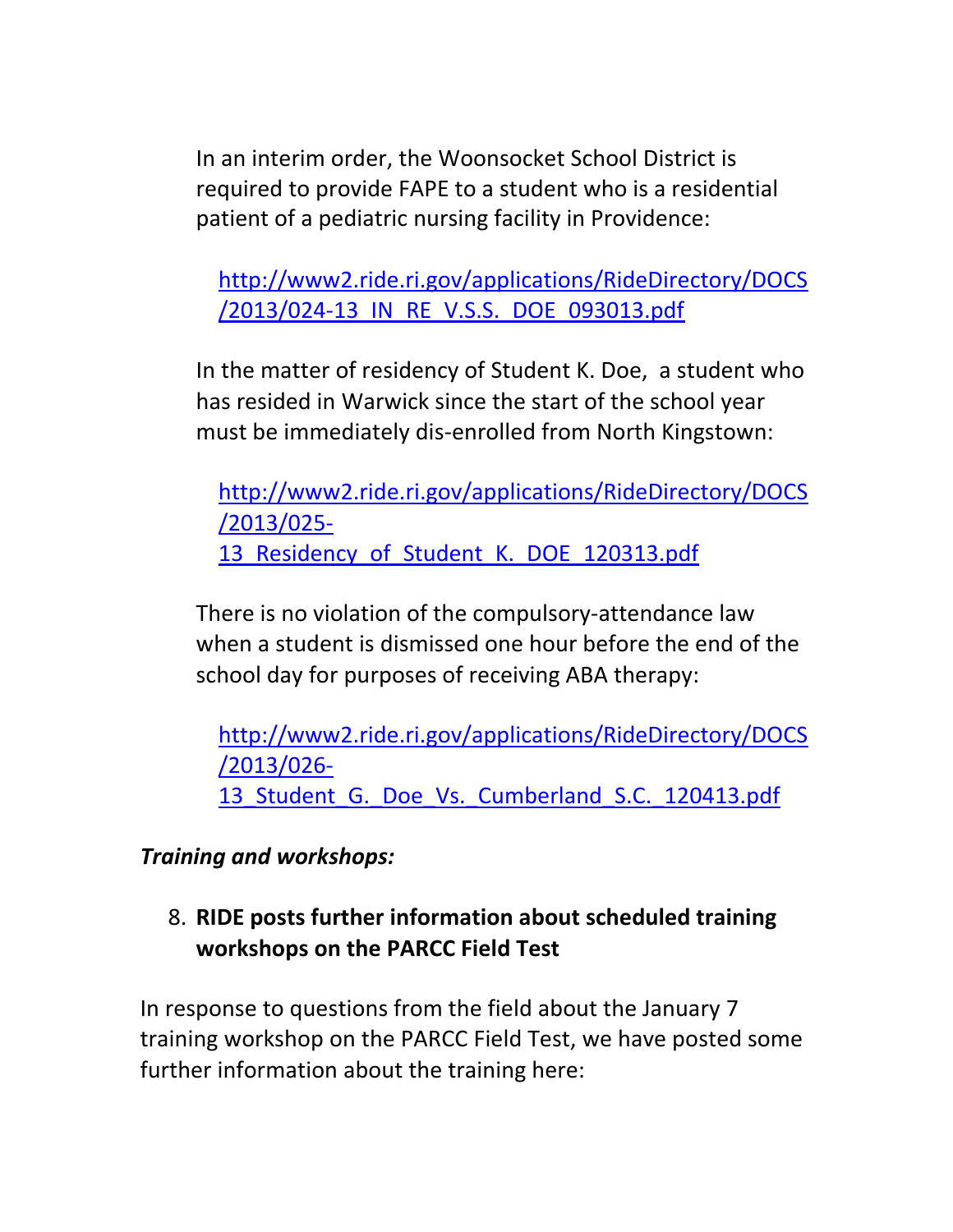In an interim order, the Woonsocket School District is required to provide FAPE to a student who is a residential patient of a pediatric nursing facility in Providence:

http://www2.ride.ri.gov/applications/RideDirectory/DOCS/2013/024-13_IN_RE_V.S.S._DOE_093013.pdf

In the matter of residency of Student K. Doe, a student who has resided in Warwick since the start of the school year must be immediately dis-enrolled from North Kingstown:

http://www2.ride.ri.gov/applications/RideDirectory/DOCS/2013/025-13_Residency_of_Student_K._DOE_120313.pdf

There is no violation of the compulsory-attendance law when a student is dismissed one hour before the end of the school day for purposes of receiving ABA therapy:

http://www2.ride.ri.gov/applications/RideDirectory/DOCS/2013/026-13_Student_G._Doe_Vs._Cumberland_S.C._120413.pdf

*Training and workshops:*

8. **RIDE posts further information about scheduled training workshops on the PARCC Field Test**

In response to questions from the field about the January 7 training workshop on the PARCC Field Test, we have posted some further information about the training here: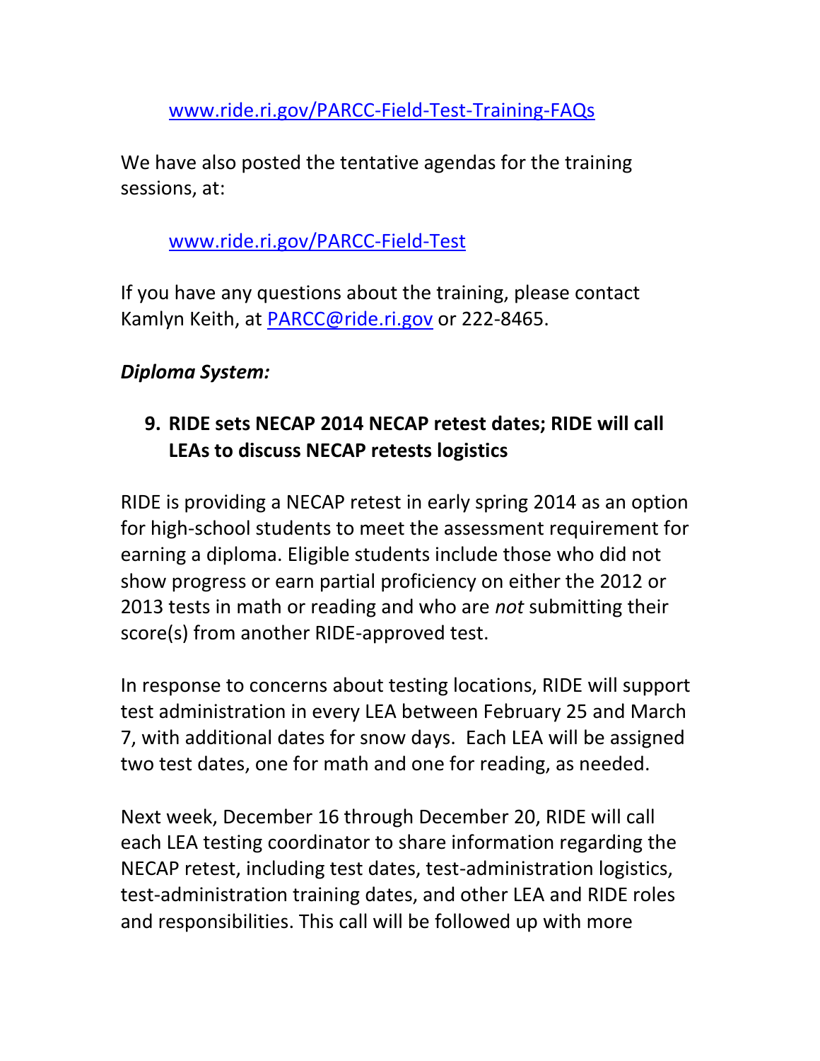www.ride.ri.gov/PARCC-Field-Test-Training-FAQs

We have also posted the tentative agendas for the training sessions, at:

www.ride.ri.gov/PARCC-Field-Test

If you have any questions about the training, please contact Kamlyn Keith, at PARCC@ride.ri.gov or 222-8465.

*Diploma System:*

**9. RIDE sets NECAP 2014 NECAP retest dates; RIDE will call LEAs to discuss NECAP retests logistics**

RIDE is providing a NECAP retest in early spring 2014 as an option for high-school students to meet the assessment requirement for earning a diploma. Eligible students include those who did not show progress or earn partial proficiency on either the 2012 or 2013 tests in math or reading and who are *not* submitting their score(s) from another RIDE-approved test.

In response to concerns about testing locations, RIDE will support test administration in every LEA between February 25 and March 7, with additional dates for snow days. Each LEA will be assigned two test dates, one for math and one for reading, as needed.

Next week, December 16 through December 20, RIDE will call each LEA testing coordinator to share information regarding the NECAP retest, including test dates, test-administration logistics, test-administration training dates, and other LEA and RIDE roles and responsibilities. This call will be followed up with more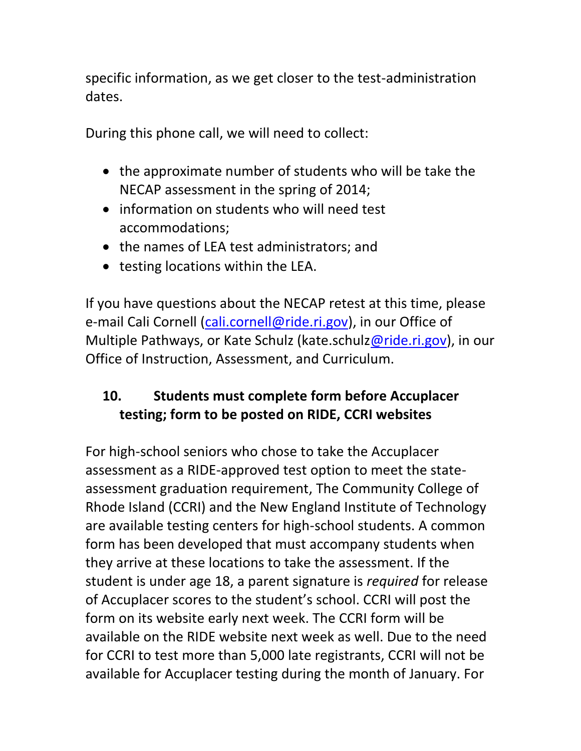specific information, as we get closer to the test-administration dates.

During this phone call, we will need to collect:

- the approximate number of students who will be take the NECAP assessment in the spring of 2014;
- information on students who will need test accommodations;
- the names of LEA test administrators; and
- testing locations within the LEA.

If you have questions about the NECAP retest at this time, please e-mail Cali Cornell (cali.cornell@ride.ri.gov), in our Office of Multiple Pathways, or Kate Schulz (kate.schulz@ride.ri.gov), in our Office of Instruction, Assessment, and Curriculum.

## 10. Students must complete form before Accuplacer testing; form to be posted on RIDE, CCRI websites

For high-school seniors who chose to take the Accuplacer assessment as a RIDE-approved test option to meet the state-assessment graduation requirement, The Community College of Rhode Island (CCRI) and the New England Institute of Technology are available testing centers for high-school students. A common form has been developed that must accompany students when they arrive at these locations to take the assessment. If the student is under age 18, a parent signature is *required* for release of Accuplacer scores to the student's school. CCRI will post the form on its website early next week. The CCRI form will be available on the RIDE website next week as well. Due to the need for CCRI to test more than 5,000 late registrants, CCRI will not be available for Accuplacer testing during the month of January. For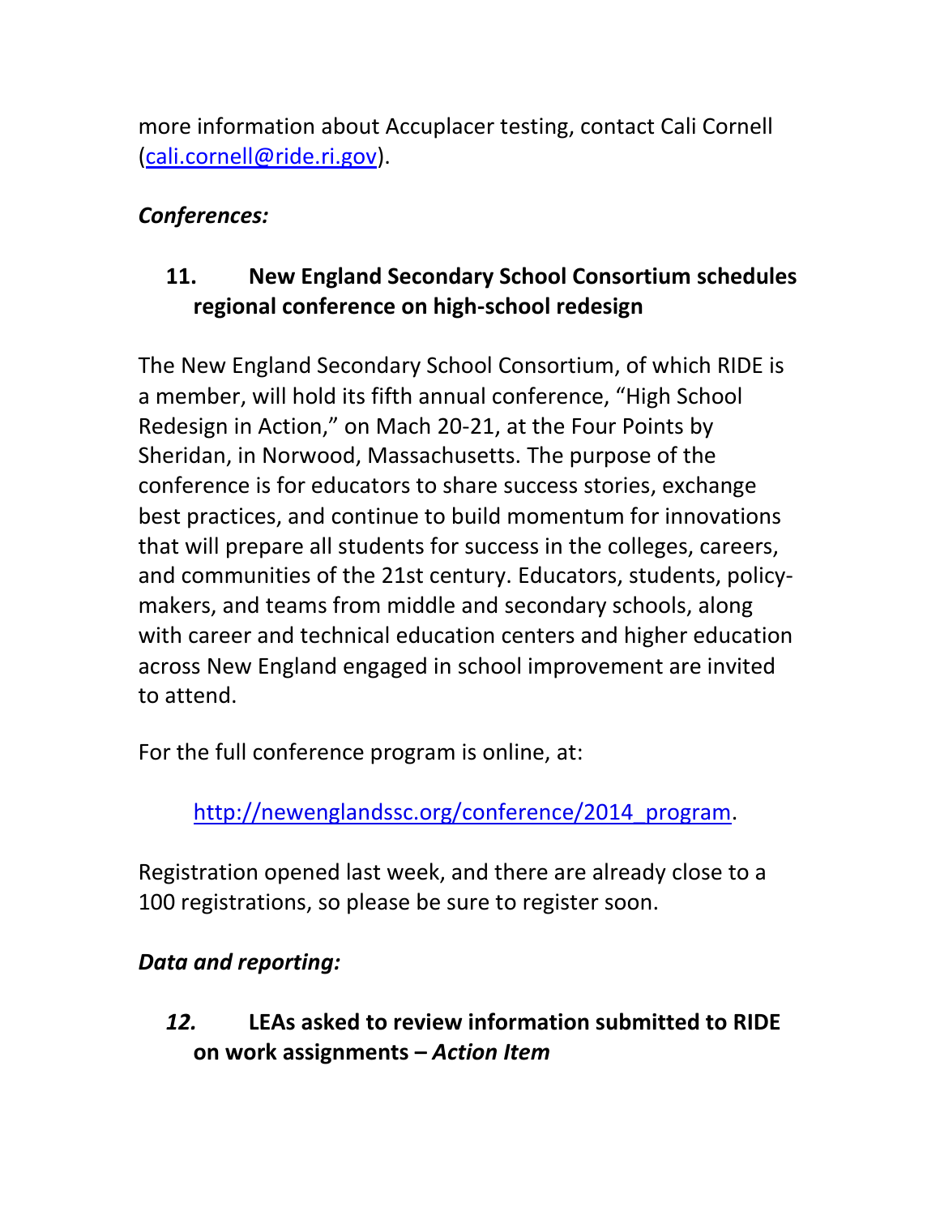more information about Accuplacer testing, contact Cali Cornell (cali.cornell@ride.ri.gov).

***Conferences:***

### 11. New England Secondary School Consortium schedules regional conference on high-school redesign

The New England Secondary School Consortium, of which RIDE is a member, will hold its fifth annual conference, "High School Redesign in Action," on Mach 20-21, at the Four Points by Sheridan, in Norwood, Massachusetts. The purpose of the conference is for educators to share success stories, exchange best practices, and continue to build momentum for innovations that will prepare all students for success in the colleges, careers, and communities of the 21st century. Educators, students, policy-makers, and teams from middle and secondary schools, along with career and technical education centers and higher education across New England engaged in school improvement are invited to attend.

For the full conference program is online, at:

http://newenglandssc.org/conference/2014_program.

Registration opened last week, and there are already close to a 100 registrations, so please be sure to register soon.

***Data and reporting:***

### *12.* LEAs asked to review information submitted to RIDE on work assignments – *Action Item*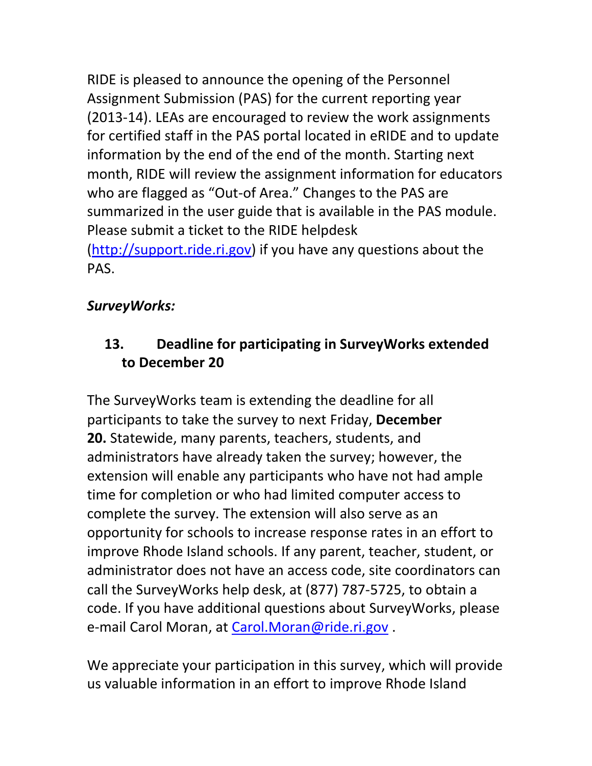RIDE is pleased to announce the opening of the Personnel Assignment Submission (PAS) for the current reporting year (2013-14). LEAs are encouraged to review the work assignments for certified staff in the PAS portal located in eRIDE and to update information by the end of the end of the month. Starting next month, RIDE will review the assignment information for educators who are flagged as "Out-of Area." Changes to the PAS are summarized in the user guide that is available in the PAS module. Please submit a ticket to the RIDE helpdesk (http://support.ride.ri.gov) if you have any questions about the PAS.

***SurveyWorks:***

### 13. Deadline for participating in SurveyWorks extended to December 20

The SurveyWorks team is extending the deadline for all participants to take the survey to next Friday, **December 20.** Statewide, many parents, teachers, students, and administrators have already taken the survey; however, the extension will enable any participants who have not had ample time for completion or who had limited computer access to complete the survey. The extension will also serve as an opportunity for schools to increase response rates in an effort to improve Rhode Island schools. If any parent, teacher, student, or administrator does not have an access code, site coordinators can call the SurveyWorks help desk, at (877) 787-5725, to obtain a code. If you have additional questions about SurveyWorks, please e-mail Carol Moran, at Carol.Moran@ride.ri.gov .

We appreciate your participation in this survey, which will provide us valuable information in an effort to improve Rhode Island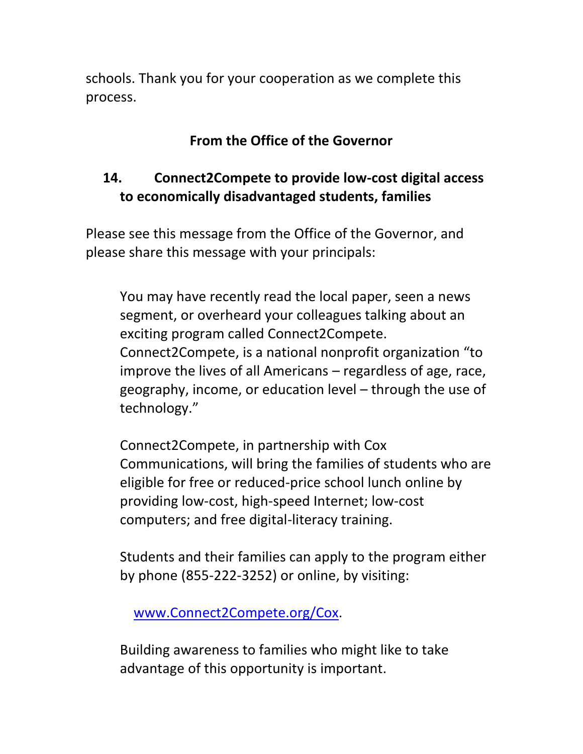schools. Thank you for your cooperation as we complete this process.

**From the Office of the Governor**

## 14. Connect2Compete to provide low-cost digital access to economically disadvantaged students, families

Please see this message from the Office of the Governor, and please share this message with your principals:

> You may have recently read the local paper, seen a news segment, or overheard your colleagues talking about an exciting program called Connect2Compete. Connect2Compete, is a national nonprofit organization "to improve the lives of all Americans – regardless of age, race, geography, income, or education level – through the use of technology."
>
> Connect2Compete, in partnership with Cox Communications, will bring the families of students who are eligible for free or reduced-price school lunch online by providing low-cost, high-speed Internet; low-cost computers; and free digital-literacy training.
>
> Students and their families can apply to the program either by phone (855-222-3252) or online, by visiting:
>
> [www.Connect2Compete.org/Cox](http://www.Connect2Compete.org/Cox).
>
> Building awareness to families who might like to take advantage of this opportunity is important.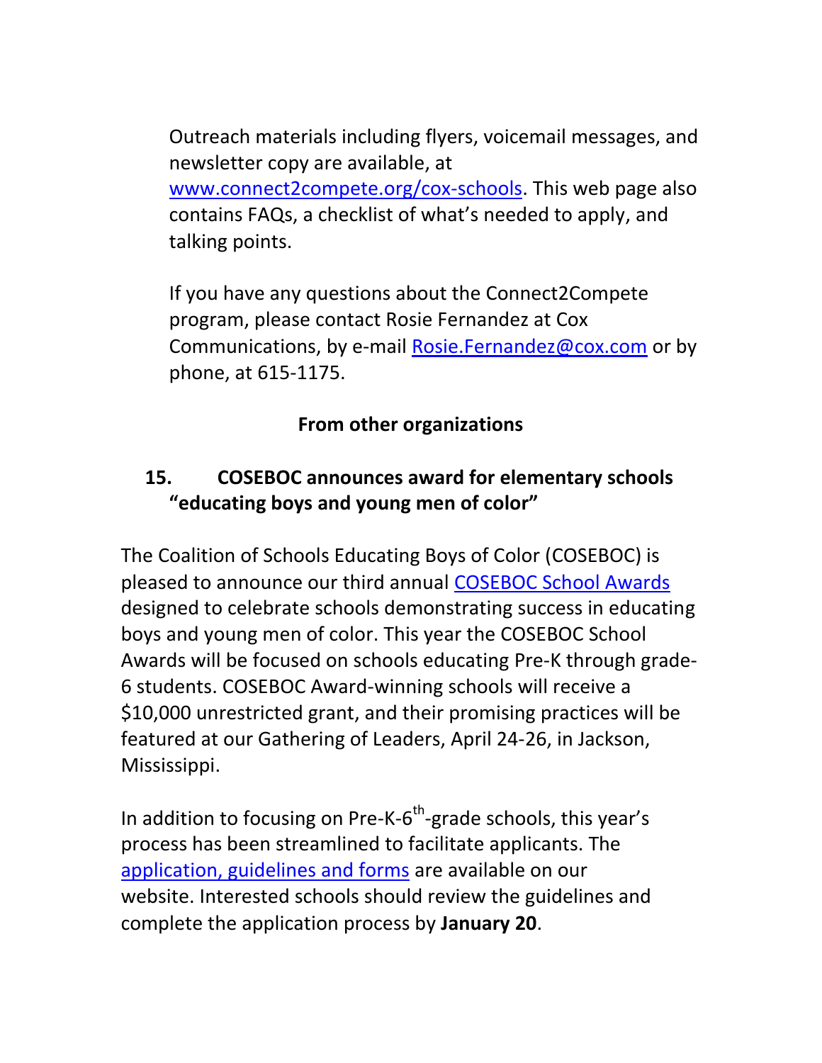Outreach materials including flyers, voicemail messages, and newsletter copy are available, at www.connect2compete.org/cox-schools. This web page also contains FAQs, a checklist of what's needed to apply, and talking points.

If you have any questions about the Connect2Compete program, please contact Rosie Fernandez at Cox Communications, by e-mail Rosie.Fernandez@cox.com or by phone, at 615-1175.

## From other organizations

### 15. COSEBOC announces award for elementary schools "educating boys and young men of color"

The Coalition of Schools Educating Boys of Color (COSEBOC) is pleased to announce our third annual COSEBOC School Awards designed to celebrate schools demonstrating success in educating boys and young men of color. This year the COSEBOC School Awards will be focused on schools educating Pre-K through grade-6 students. COSEBOC Award-winning schools will receive a $10,000 unrestricted grant, and their promising practices will be featured at our Gathering of Leaders, April 24-26, in Jackson, Mississippi.

In addition to focusing on Pre-K-6th-grade schools, this year's process has been streamlined to facilitate applicants. The application, guidelines and forms are available on our website. Interested schools should review the guidelines and complete the application process by **January 20**.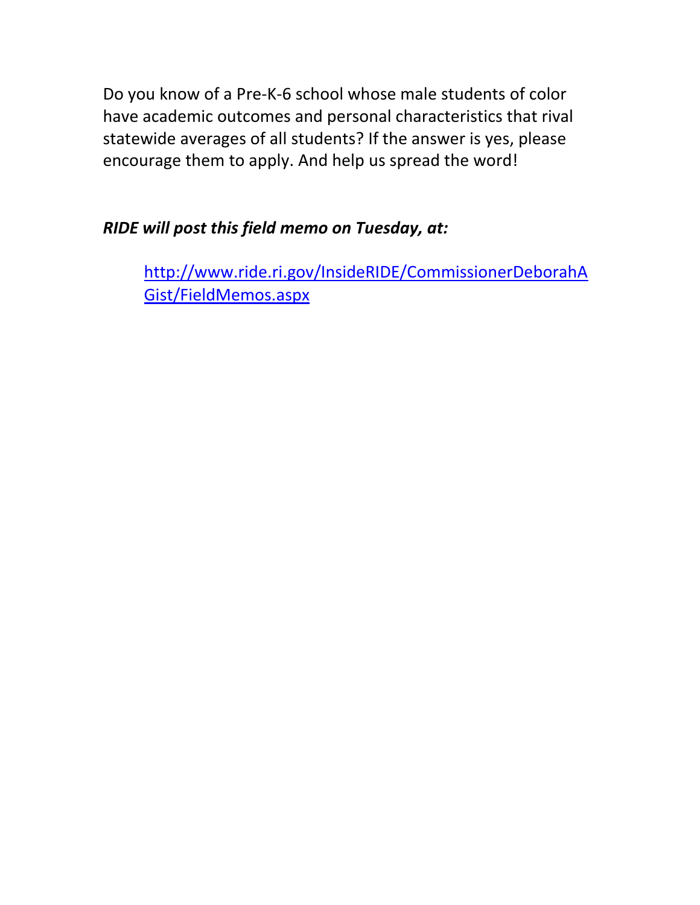Do you know of a Pre-K-6 school whose male students of color have academic outcomes and personal characteristics that rival statewide averages of all students? If the answer is yes, please encourage them to apply. And help us spread the word!

***RIDE will post this field memo on Tuesday, at:***

[http://www.ride.ri.gov/InsideRIDE/CommissionerDeborahAGist/FieldMemos.aspx](http://www.ride.ri.gov/InsideRIDE/CommissionerDeborahAGist/FieldMemos.aspx)